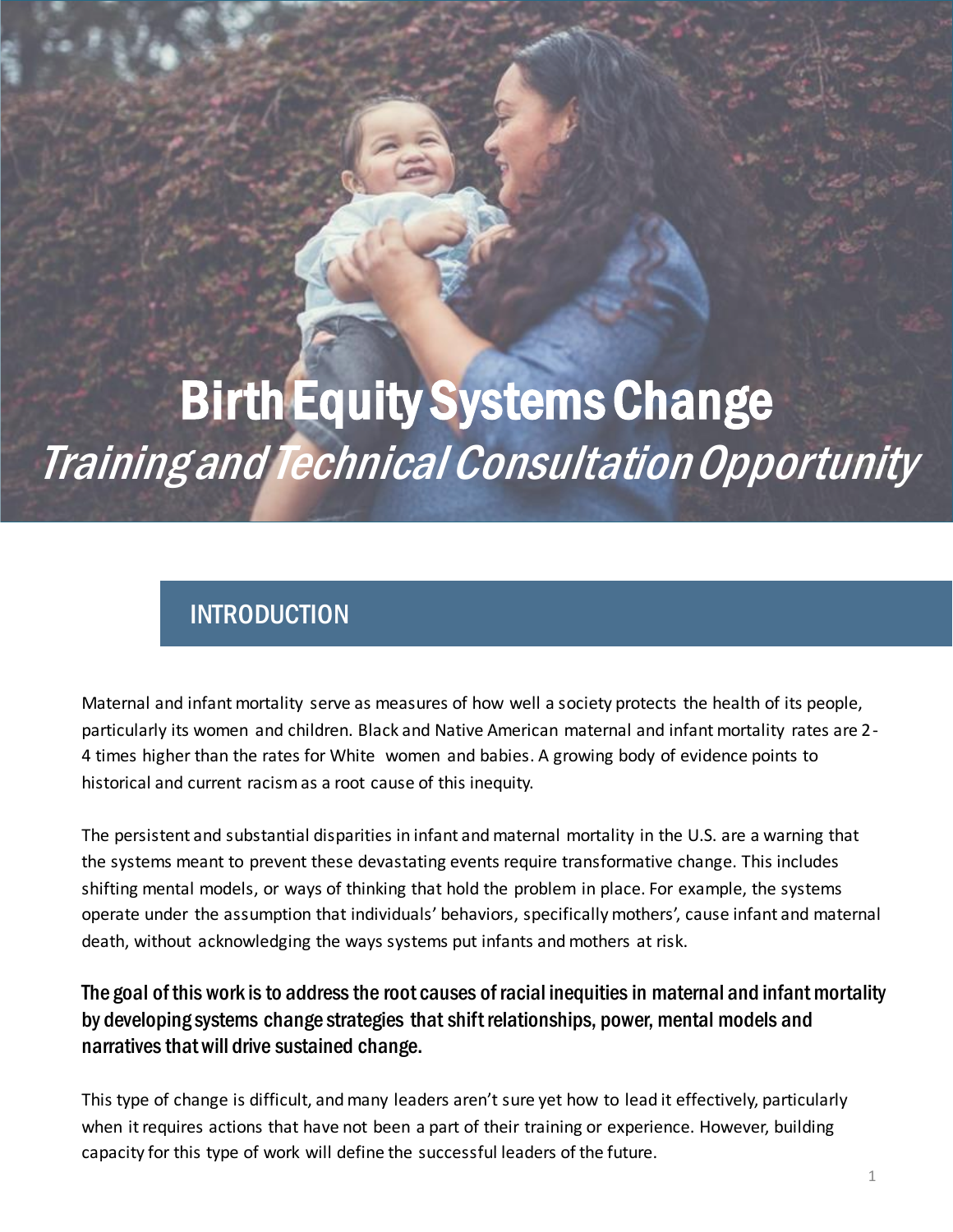# Birth Equity Systems Change

*Training and Technical Consultation Opportunity*

## INTRODUCTION

Maternal and infant mortality serve as measures of how well a society protects the health of its people, particularly its women and children. Black and Native American maternal and infant mortality rates are 2-4 times higher than the rates for White women and babies. A growing body of evidence points to historical and current racism as a root cause of this inequity.

The persistent and substantial disparities in infant and maternal mortality in the U.S. are a warning that the systems meant to prevent these devastating events require transformative change. This includes shifting mental models, or ways of thinking that hold the problem in place. For example, the systems operate under the assumption that individuals' behaviors, specifically mothers', cause infant and maternal death, without acknowledging the ways systems put infants and mothers at risk.

**The goal of this work is to address the root causes of racial inequities in maternal and infant mortality by developing systems change strategies that shift relationships, power, mental models and narratives that will drive sustained change.**

This type of change is difficult, and many leaders aren't sure yet how to lead it effectively, particularly when it requires actions that have not been a part of their training or experience. However, building capacity for this type of work will define the successful leaders of the future.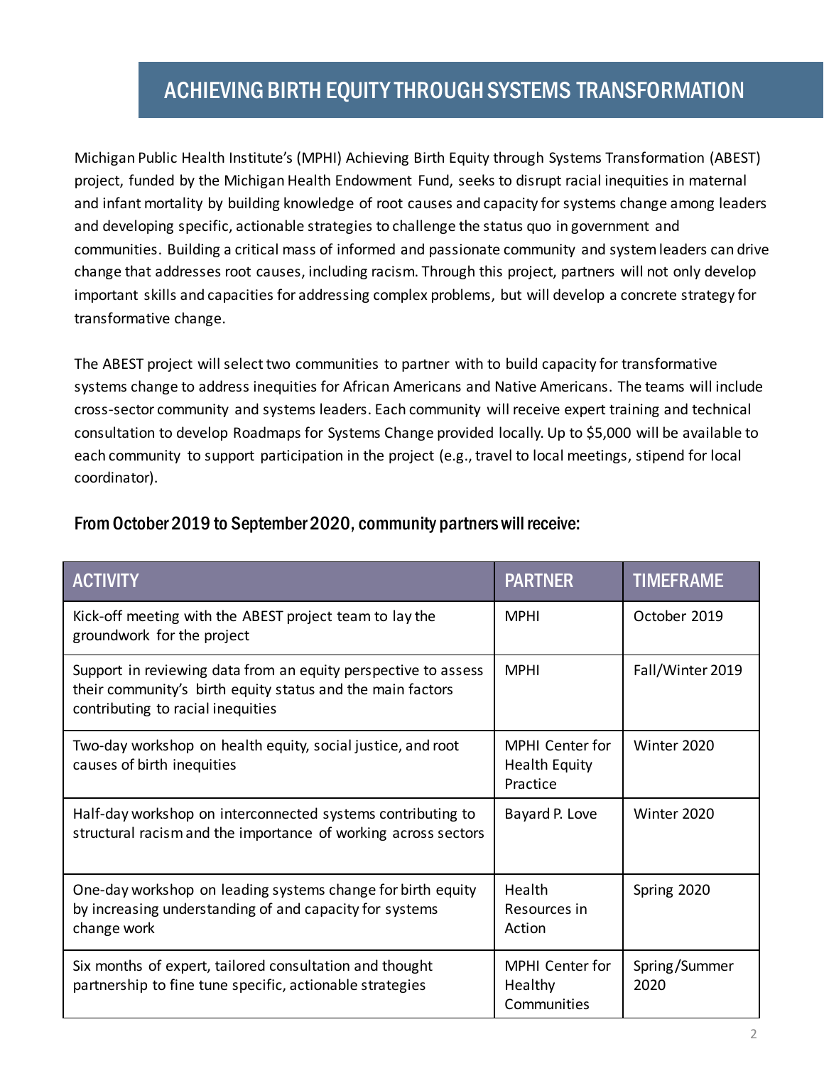# ACHIEVING BIRTH EQUITY THROUGH SYSTEMS TRANSFORMATION

Michigan Public Health Institute's (MPHI) Achieving Birth Equity through Systems Transformation (ABEST) project, funded by the Michigan Health Endowment Fund, seeks to disrupt racial inequities in maternal and infant mortality by building knowledge of root causes and capacity for systems change among leaders and developing specific, actionable strategies to challenge the status quo in government and communities. Building a critical mass of informed and passionate community and system leaders can drive change that addresses root causes, including racism. Through this project, partners will not only develop important skills and capacities for addressing complex problems, but will develop a concrete strategy for transformative change.

The ABEST project will select two communities to partner with to build capacity for transformative systems change to address inequities for African Americans and Native Americans. The teams will include cross-sector community and systems leaders. Each community will receive expert training and technical consultation to develop Roadmaps for Systems Change provided locally. Up to $5,000 will be available to each community to support participation in the project (e.g., travel to local meetings, stipend for local coordinator).

## From October 2019 to September 2020, community partners will receive:

| ACTIVITY | PARTNER | TIMEFRAME |
|---|---|---|
| Kick-off meeting with the ABEST project team to lay the groundwork for the project | MPHI | October 2019 |
| Support in reviewing data from an equity perspective to assess their community's birth equity status and the main factors contributing to racial inequities | MPHI | Fall/Winter 2019 |
| Two-day workshop on health equity, social justice, and root causes of birth inequities | MPHI Center for Health Equity Practice | Winter 2020 |
| Half-day workshop on interconnected systems contributing to structural racism and the importance of working across sectors | Bayard P. Love | Winter 2020 |
| One-day workshop on leading systems change for birth equity by increasing understanding of and capacity for systems change work | Health Resources in Action | Spring 2020 |
| Six months of expert, tailored consultation and thought partnership to fine tune specific, actionable strategies | MPHI Center for Healthy Communities | Spring/Summer 2020 |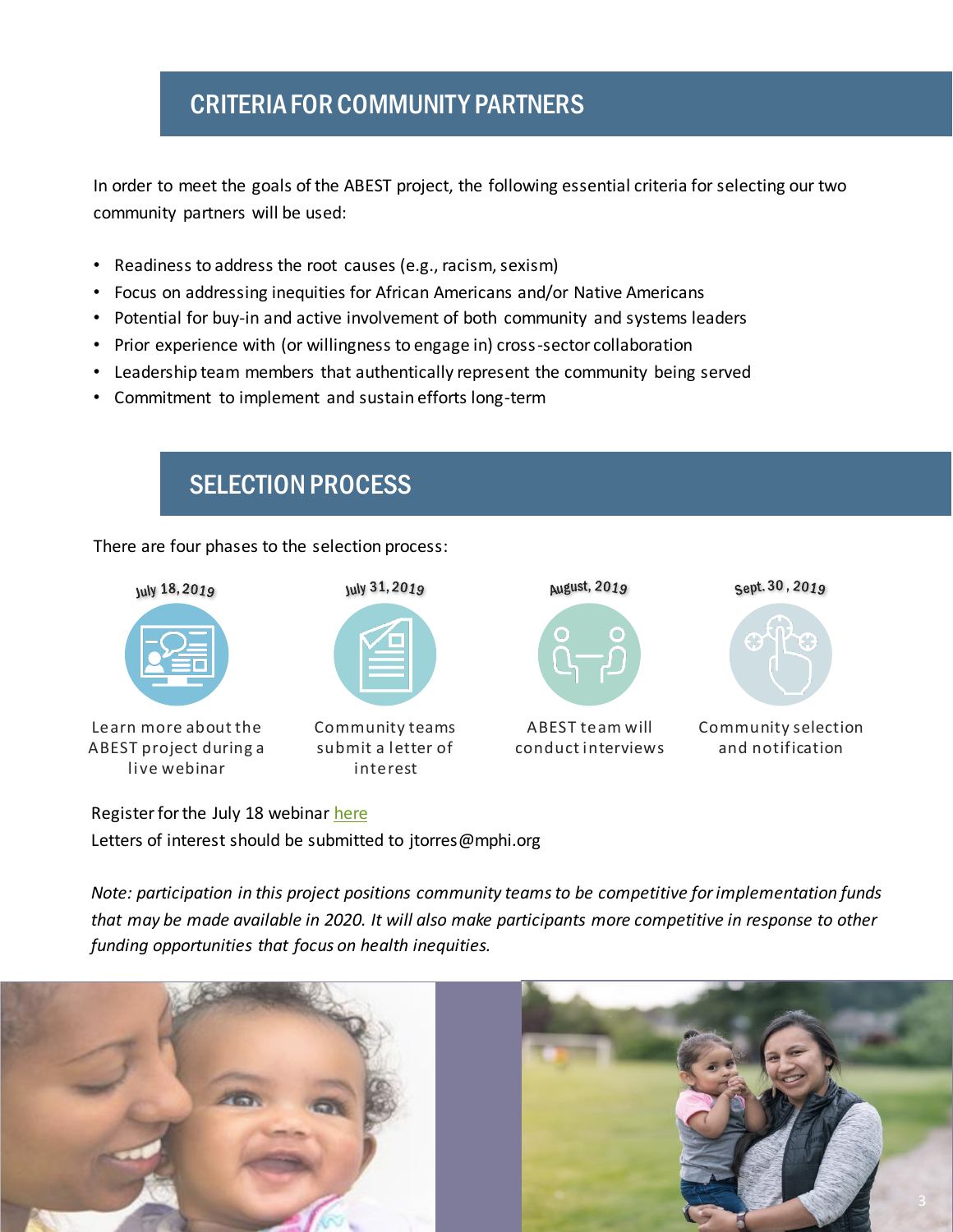## CRITERIA FOR COMMUNITY PARTNERS

In order to meet the goals of the ABEST project, the following essential criteria for selecting our two community partners will be used:

- Readiness to address the root causes (e.g., racism, sexism)
- Focus on addressing inequities for African Americans and/or Native Americans
- Potential for buy-in and active involvement of both community and systems leaders
- Prior experience with (or willingness to engage in) cross-sector collaboration
- Leadership team members that authentically represent the community being served
- Commitment to implement and sustain efforts long-term

## SELECTION PROCESS

There are four phases to the selection process:

**July 18, 2019**
Learn more about the ABEST project during a live webinar

**July 31, 2019**
Community teams submit a letter of interest

**August, 2019**
ABEST team will conduct interviews

**Sept. 30, 2019**
Community selection and notification

Register for the July 18 webinar [here]
Letters of interest should be submitted to jtorres@mphi.org

*Note: participation in this project positions community teams to be competitive for implementation funds that may be made available in 2020. It will also make participants more competitive in response to other funding opportunities that focus on health inequities.*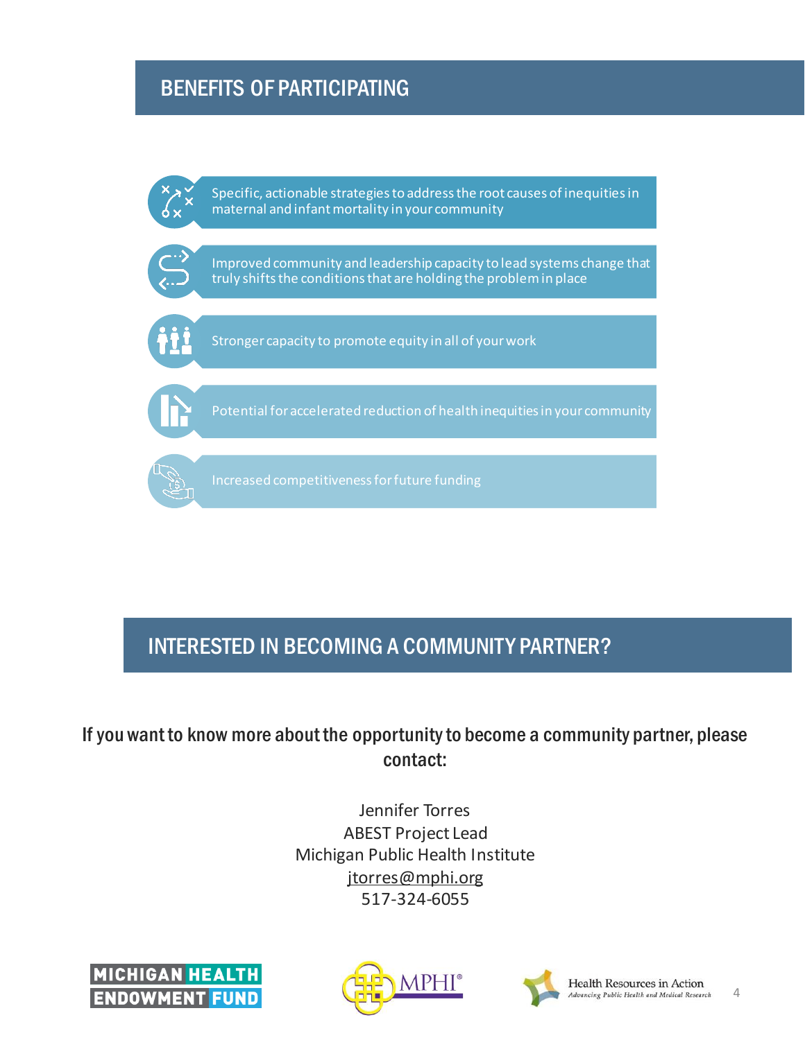## BENEFITS OF PARTICIPATING

- Specific, actionable strategies to address the root causes of inequities in maternal and infant mortality in your community
- Improved community and leadership capacity to lead systems change that truly shifts the conditions that are holding the problem in place
- Stronger capacity to promote equity in all of your work
- Potential for accelerated reduction of health inequities in your community
- Increased competitiveness for future funding

## INTERESTED IN BECOMING A COMMUNITY PARTNER?

**If you want to know more about the opportunity to become a community partner, please contact:**

Jennifer Torres
ABEST Project Lead
Michigan Public Health Institute
jtorres@mphi.org
517-324-6055

MICHIGAN HEALTH ENDOWMENT FUND

MPHI®

Health Resources in Action
*Advancing Public Health and Medical Research*